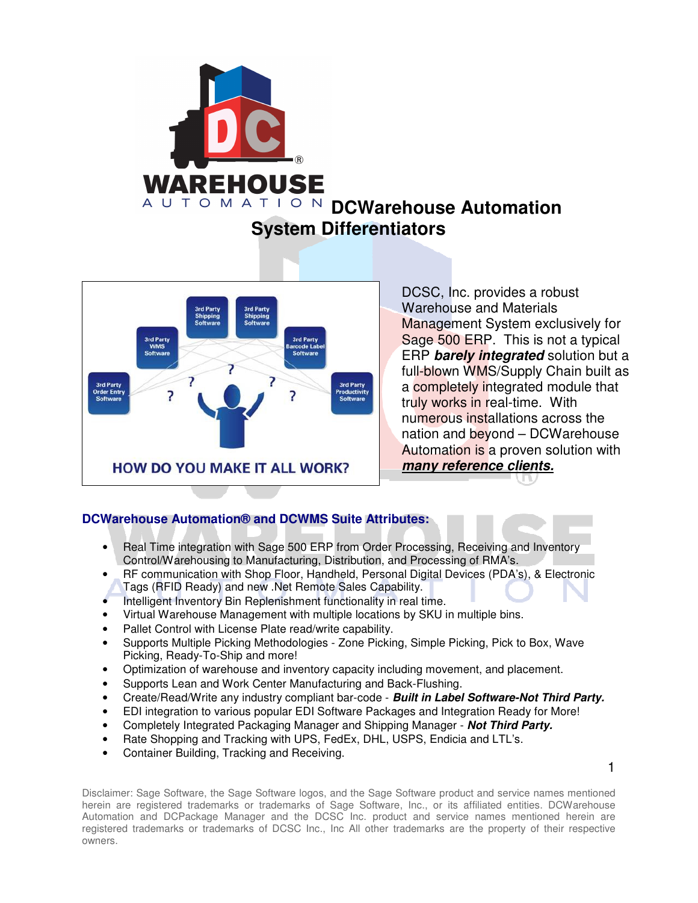# DCWarehouse Automation System Differentiators

DCSC, Inc. provides a robust Warehouse and Materials Management System exclusively for Sage 500 ERP. This is not a typical ERP ***barely integrated*** solution but a full-blown WMS/Supply Chain built as a completely integrated module that truly works in real-time. With numerous installations across the nation and beyond – DCWarehouse Automation is a proven solution with ***many reference clients.***

## DCWarehouse Automation® and DCWMS Suite Attributes:

- Real Time integration with Sage 500 ERP from Order Processing, Receiving and Inventory Control/Warehousing to Manufacturing, Distribution, and Processing of RMA's.
- RF communication with Shop Floor, Handheld, Personal Digital Devices (PDA's), & Electronic Tags (RFID Ready) and new .Net Remote Sales Capability.
- Intelligent Inventory Bin Replenishment functionality in real time.
- Virtual Warehouse Management with multiple locations by SKU in multiple bins.
- Pallet Control with License Plate read/write capability.
- Supports Multiple Picking Methodologies - Zone Picking, Simple Picking, Pick to Box, Wave Picking, Ready-To-Ship and more!
- Optimization of warehouse and inventory capacity including movement, and placement.
- Supports Lean and Work Center Manufacturing and Back-Flushing.
- Create/Read/Write any industry compliant bar-code - ***Built in Label Software-Not Third Party.***
- EDI integration to various popular EDI Software Packages and Integration Ready for More!
- Completely Integrated Packaging Manager and Shipping Manager - ***Not Third Party.***
- Rate Shopping and Tracking with UPS, FedEx, DHL, USPS, Endicia and LTL's.
- Container Building, Tracking and Receiving.

Disclaimer: Sage Software, the Sage Software logos, and the Sage Software product and service names mentioned herein are registered trademarks or trademarks of Sage Software, Inc., or its affiliated entities. DCWarehouse Automation and DCPackage Manager and the DCSC Inc. product and service names mentioned herein are registered trademarks or trademarks of DCSC Inc., Inc All other trademarks are the property of their respective owners.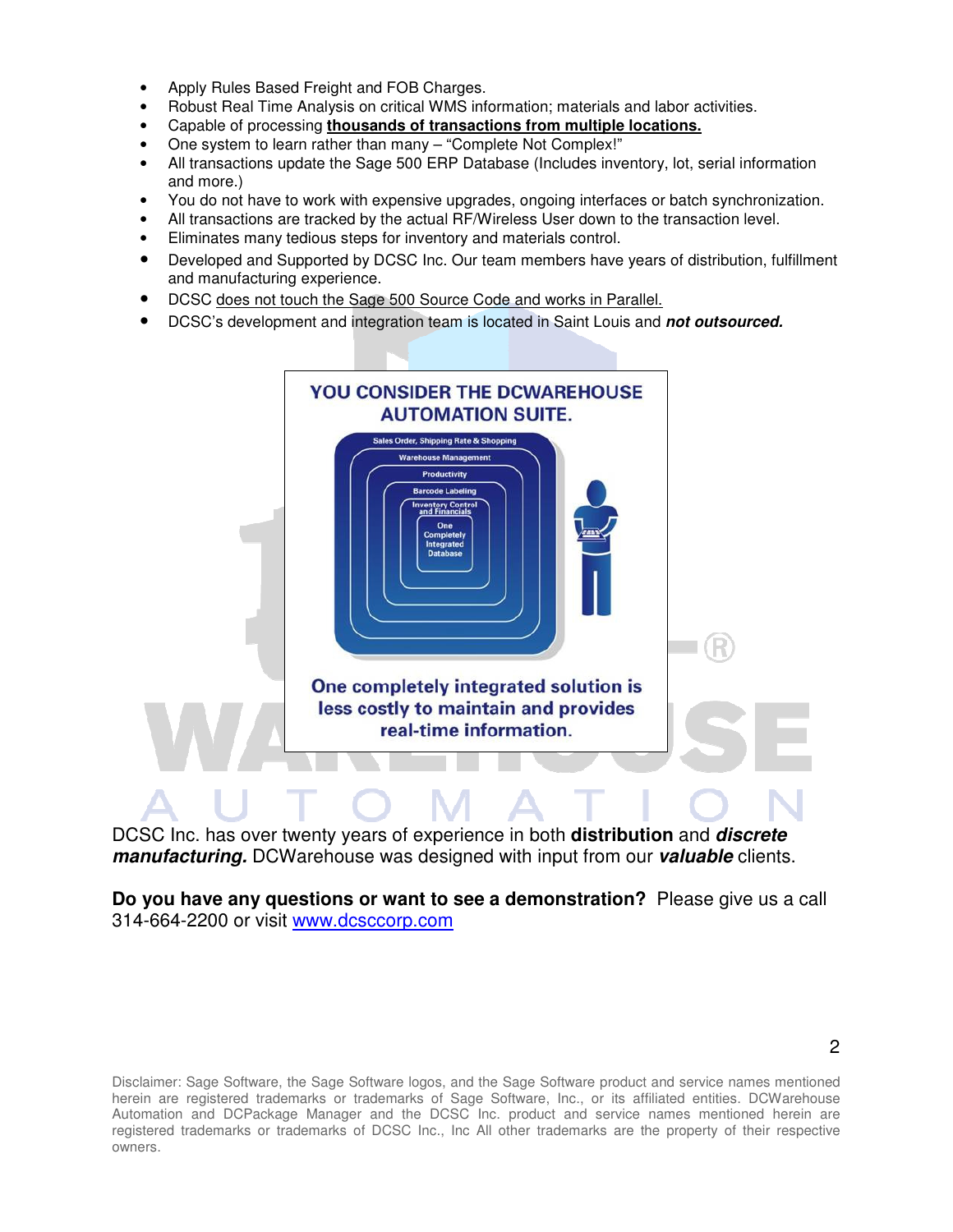- Apply Rules Based Freight and FOB Charges.
- Robust Real Time Analysis on critical WMS information; materials and labor activities.
- Capable of processing **thousands of transactions from multiple locations.**
- One system to learn rather than many – "Complete Not Complex!"
- All transactions update the Sage 500 ERP Database (Includes inventory, lot, serial information and more.)
- You do not have to work with expensive upgrades, ongoing interfaces or batch synchronization.
- All transactions are tracked by the actual RF/Wireless User down to the transaction level.
- Eliminates many tedious steps for inventory and materials control.
- Developed and Supported by DCSC Inc. Our team members have years of distribution, fulfillment and manufacturing experience.
- DCSC does not touch the Sage 500 Source Code and works in Parallel.
- DCSC's development and integration team is located in Saint Louis and ***not outsourced.***

YOU CONSIDER THE DCWAREHOUSE AUTOMATION SUITE.

Sales Order, Shipping Rate & Shopping
Warehouse Management
Productivity
Barcode Labeling
Inventory Control and Financials
One Completely Integrated Database

One completely integrated solution is less costly to maintain and provides real-time information.

DCSC Inc. has over twenty years of experience in both **distribution** and ***discrete manufacturing.*** DCWarehouse was designed with input from our ***valuable*** clients.

**Do you have any questions or want to see a demonstration?** Please give us a call 314-664-2200 or visit www.dcsccorp.com

Disclaimer: Sage Software, the Sage Software logos, and the Sage Software product and service names mentioned herein are registered trademarks or trademarks of Sage Software, Inc., or its affiliated entities. DCWarehouse Automation and DCPackage Manager and the DCSC Inc. product and service names mentioned herein are registered trademarks or trademarks of DCSC Inc., Inc All other trademarks are the property of their respective owners.